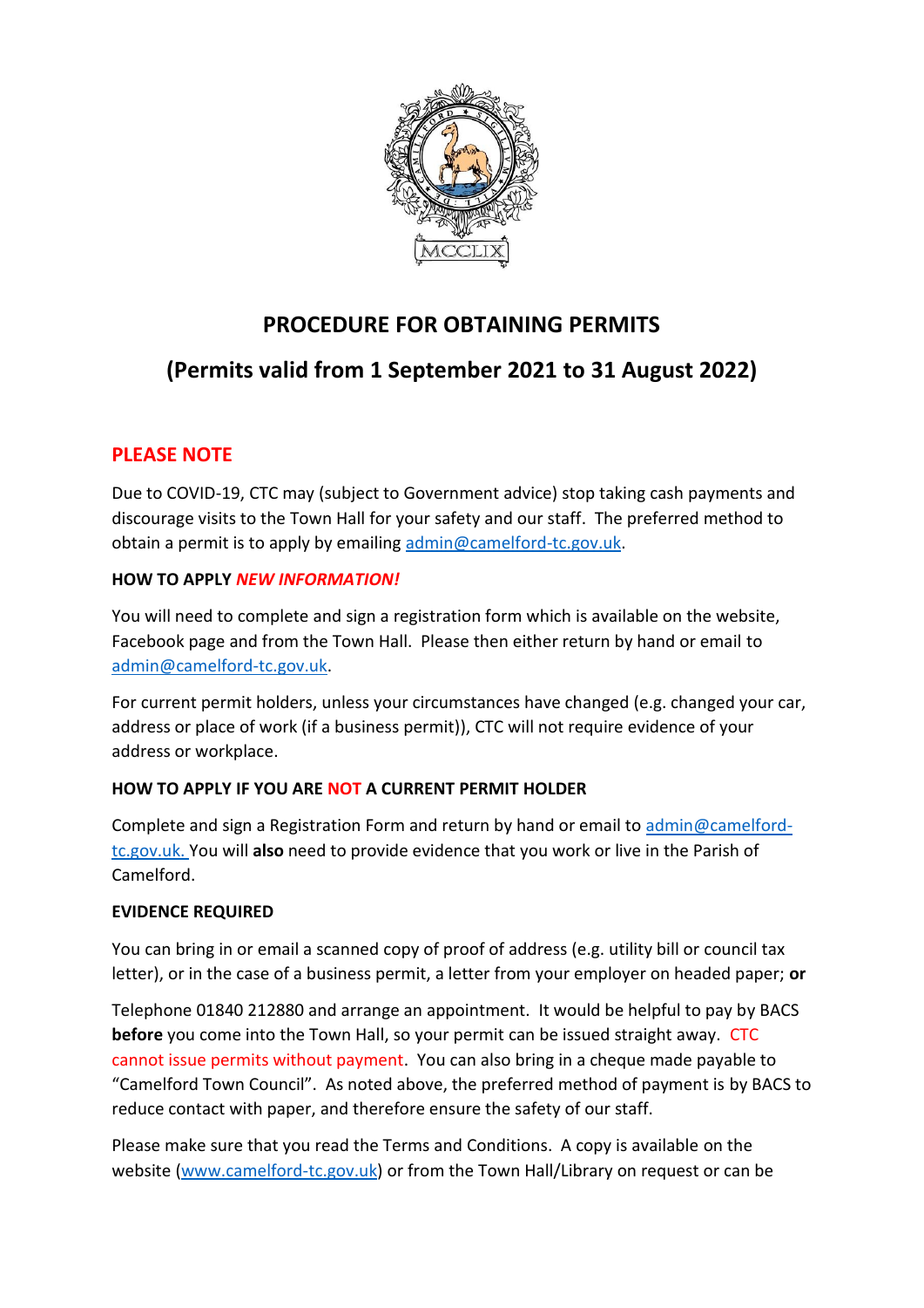# PROCEDURE FOR OBTAINING PERMITS

## (Permits valid from 1 September 2021 to 31 August 2022)

## PLEASE NOTE

Due to COVID-19, CTC may (subject to Government advice) stop taking cash payments and discourage visits to the Town Hall for your safety and our staff. The preferred method to obtain a permit is to apply by emailing admin@camelford-tc.gov.uk.

**HOW TO APPLY *NEW INFORMATION!***

You will need to complete and sign a registration form which is available on the website, Facebook page and from the Town Hall. Please then either return by hand or email to admin@camelford-tc.gov.uk.

For current permit holders, unless your circumstances have changed (e.g. changed your car, address or place of work (if a business permit)), CTC will not require evidence of your address or workplace.

**HOW TO APPLY IF YOU ARE NOT A CURRENT PERMIT HOLDER**

Complete and sign a Registration Form and return by hand or email to admin@camelford-tc.gov.uk. You will **also** need to provide evidence that you work or live in the Parish of Camelford.

**EVIDENCE REQUIRED**

You can bring in or email a scanned copy of proof of address (e.g. utility bill or council tax letter), or in the case of a business permit, a letter from your employer on headed paper; **or**

Telephone 01840 212880 and arrange an appointment. It would be helpful to pay by BACS **before** you come into the Town Hall, so your permit can be issued straight away. CTC cannot issue permits without payment. You can also bring in a cheque made payable to "Camelford Town Council". As noted above, the preferred method of payment is by BACS to reduce contact with paper, and therefore ensure the safety of our staff.

Please make sure that you read the Terms and Conditions. A copy is available on the website (www.camelford-tc.gov.uk) or from the Town Hall/Library on request or can be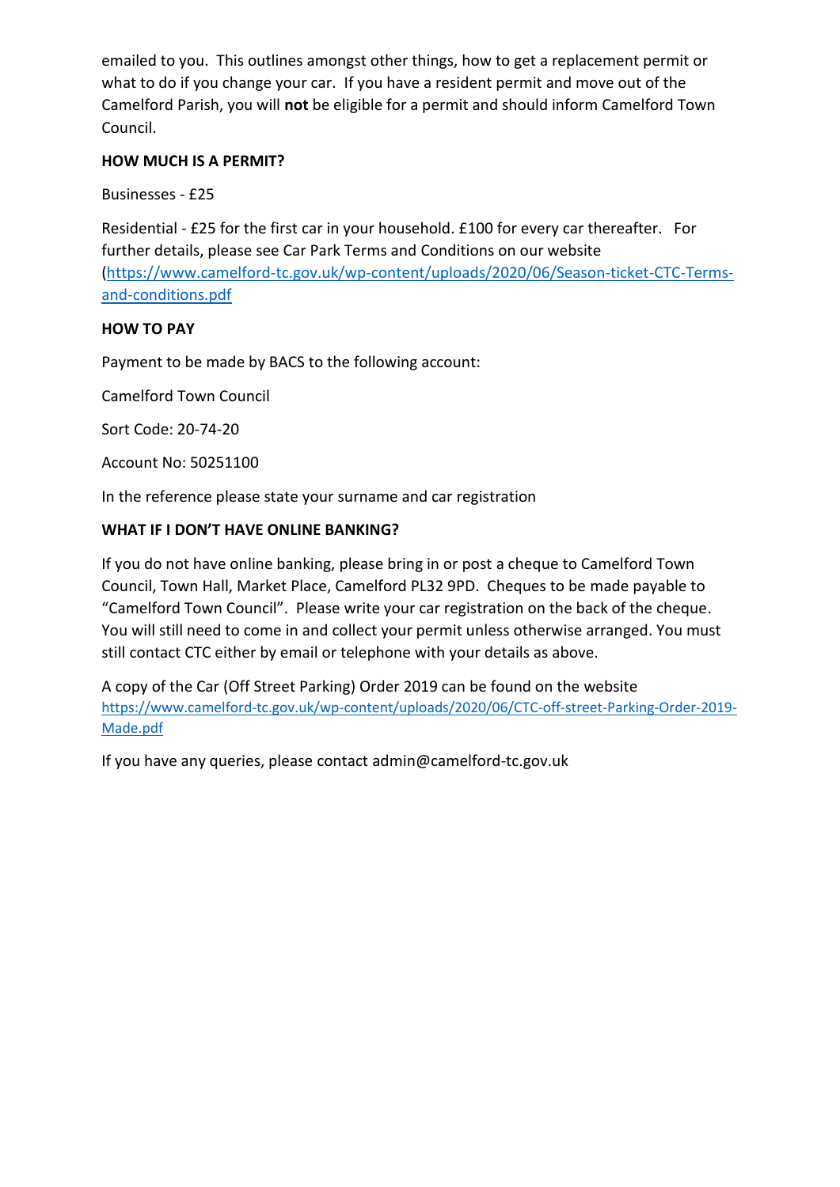emailed to you. This outlines amongst other things, how to get a replacement permit or what to do if you change your car. If you have a resident permit and move out of the Camelford Parish, you will **not** be eligible for a permit and should inform Camelford Town Council.

**HOW MUCH IS A PERMIT?**

Businesses - £25

Residential - £25 for the first car in your household. £100 for every car thereafter. For further details, please see Car Park Terms and Conditions on our website (https://www.camelford-tc.gov.uk/wp-content/uploads/2020/06/Season-ticket-CTC-Terms-and-conditions.pdf

**HOW TO PAY**

Payment to be made by BACS to the following account:

Camelford Town Council

Sort Code: 20-74-20

Account No: 50251100

In the reference please state your surname and car registration

**WHAT IF I DON'T HAVE ONLINE BANKING?**

If you do not have online banking, please bring in or post a cheque to Camelford Town Council, Town Hall, Market Place, Camelford PL32 9PD. Cheques to be made payable to "Camelford Town Council". Please write your car registration on the back of the cheque. You will still need to come in and collect your permit unless otherwise arranged. You must still contact CTC either by email or telephone with your details as above.

A copy of the Car (Off Street Parking) Order 2019 can be found on the website https://www.camelford-tc.gov.uk/wp-content/uploads/2020/06/CTC-off-street-Parking-Order-2019-Made.pdf

If you have any queries, please contact admin@camelford-tc.gov.uk